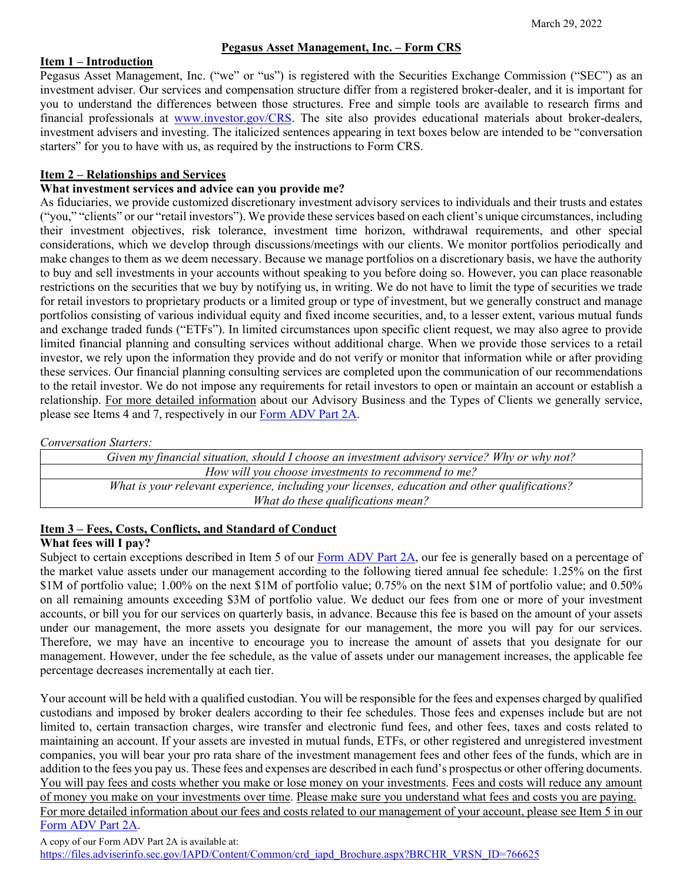March 29, 2022

# Pegasus Asset Management, Inc. – Form CRS

## Item 1 – Introduction

Pegasus Asset Management, Inc. ("we" or "us") is registered with the Securities Exchange Commission ("SEC") as an investment adviser. Our services and compensation structure differ from a registered broker-dealer, and it is important for you to understand the differences between those structures. Free and simple tools are available to research firms and financial professionals at [www.investor.gov/CRS](www.investor.gov/CRS). The site also provides educational materials about broker-dealers, investment advisers and investing. The italicized sentences appearing in text boxes below are intended to be "conversation starters" for you to have with us, as required by the instructions to Form CRS.

## Item 2 – Relationships and Services

**What investment services and advice can you provide me?**

As fiduciaries, we provide customized discretionary investment advisory services to individuals and their trusts and estates ("you," "clients" or our "retail investors"). We provide these services based on each client's unique circumstances, including their investment objectives, risk tolerance, investment time horizon, withdrawal requirements, and other special considerations, which we develop through discussions/meetings with our clients. We monitor portfolios periodically and make changes to them as we deem necessary. Because we manage portfolios on a discretionary basis, we have the authority to buy and sell investments in your accounts without speaking to you before doing so. However, you can place reasonable restrictions on the securities that we buy by notifying us, in writing. We do not have to limit the type of securities we trade for retail investors to proprietary products or a limited group or type of investment, but we generally construct and manage portfolios consisting of various individual equity and fixed income securities, and, to a lesser extent, various mutual funds and exchange traded funds ("ETFs"). In limited circumstances upon specific client request, we may also agree to provide limited financial planning and consulting services without additional charge. When we provide those services to a retail investor, we rely upon the information they provide and do not verify or monitor that information while or after providing these services. Our financial planning consulting services are completed upon the communication of our recommendations to the retail investor. We do not impose any requirements for retail investors to open or maintain an account or establish a relationship. For more detailed information about our Advisory Business and the Types of Clients we generally service, please see Items 4 and 7, respectively in our Form ADV Part 2A.

*Conversation Starters:*

| |
|---|
| *Given my financial situation, should I choose an investment advisory service? Why or why not?* |
| *How will you choose investments to recommend to me?* |
| *What is your relevant experience, including your licenses, education and other qualifications? What do these qualifications mean?* |

## Item 3 – Fees, Costs, Conflicts, and Standard of Conduct

**What fees will I pay?**

Subject to certain exceptions described in Item 5 of our Form ADV Part 2A, our fee is generally based on a percentage of the market value assets under our management according to the following tiered annual fee schedule: 1.25% on the first $1M of portfolio value; 1.00% on the next $1M of portfolio value; 0.75% on the next $1M of portfolio value; and 0.50% on all remaining amounts exceeding $3M of portfolio value. We deduct our fees from one or more of your investment accounts, or bill you for our services on quarterly basis, in advance. Because this fee is based on the amount of your assets under our management, the more assets you designate for our management, the more you will pay for our services. Therefore, we may have an incentive to encourage you to increase the amount of assets that you designate for our management. However, under the fee schedule, as the value of assets under our management increases, the applicable fee percentage decreases incrementally at each tier.

Your account will be held with a qualified custodian. You will be responsible for the fees and expenses charged by qualified custodians and imposed by broker dealers according to their fee schedules. Those fees and expenses include but are not limited to, certain transaction charges, wire transfer and electronic fund fees, and other fees, taxes and costs related to maintaining an account. If your assets are invested in mutual funds, ETFs, or other registered and unregistered investment companies, you will bear your pro rata share of the investment management fees and other fees of the funds, which are in addition to the fees you pay us. These fees and expenses are described in each fund's prospectus or other offering documents. You will pay fees and costs whether you make or lose money on your investments. Fees and costs will reduce any amount of money you make on your investments over time. Please make sure you understand what fees and costs you are paying. For more detailed information about our fees and costs related to our management of your account, please see Item 5 in our Form ADV Part 2A.

A copy of our Form ADV Part 2A is available at:
[https://files.adviserinfo.sec.gov/IAPD/Content/Common/crd_iapd_Brochure.aspx?BRCHR_VRSN_ID=766625](https://files.adviserinfo.sec.gov/IAPD/Content/Common/crd_iapd_Brochure.aspx?BRCHR_VRSN_ID=766625)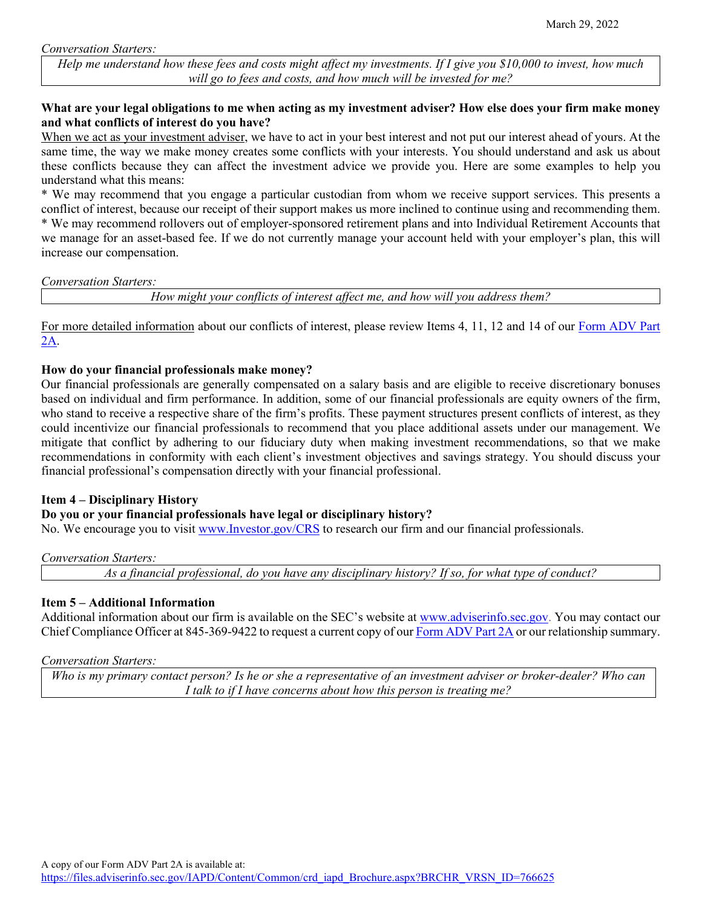*Conversation Starters:*

*Help me understand how these fees and costs might affect my investments. If I give you $10,000 to invest, how much will go to fees and costs, and how much will be invested for me?*

**What are your legal obligations to me when acting as my investment adviser? How else does your firm make money and what conflicts of interest do you have?**

When we act as your investment adviser, we have to act in your best interest and not put our interest ahead of yours. At the same time, the way we make money creates some conflicts with your interests. You should understand and ask us about these conflicts because they can affect the investment advice we provide you. Here are some examples to help you understand what this means:

* We may recommend that you engage a particular custodian from whom we receive support services. This presents a conflict of interest, because our receipt of their support makes us more inclined to continue using and recommending them.
* We may recommend rollovers out of employer-sponsored retirement plans and into Individual Retirement Accounts that we manage for an asset-based fee. If we do not currently manage your account held with your employer's plan, this will increase our compensation.

*Conversation Starters:*

*How might your conflicts of interest affect me, and how will you address them?*

For more detailed information about our conflicts of interest, please review Items 4, 11, 12 and 14 of our Form ADV Part 2A.

**How do your financial professionals make money?**

Our financial professionals are generally compensated on a salary basis and are eligible to receive discretionary bonuses based on individual and firm performance. In addition, some of our financial professionals are equity owners of the firm, who stand to receive a respective share of the firm's profits. These payment structures present conflicts of interest, as they could incentivize our financial professionals to recommend that you place additional assets under our management. We mitigate that conflict by adhering to our fiduciary duty when making investment recommendations, so that we make recommendations in conformity with each client's investment objectives and savings strategy. You should discuss your financial professional's compensation directly with your financial professional.

**Item 4 – Disciplinary History**

**Do you or your financial professionals have legal or disciplinary history?**

No. We encourage you to visit www.Investor.gov/CRS to research our firm and our financial professionals.

*Conversation Starters:*

*As a financial professional, do you have any disciplinary history? If so, for what type of conduct?*

**Item 5 – Additional Information**

Additional information about our firm is available on the SEC's website at www.adviserinfo.sec.gov. You may contact our Chief Compliance Officer at 845-369-9422 to request a current copy of our Form ADV Part 2A or our relationship summary.

*Conversation Starters:*

*Who is my primary contact person? Is he or she a representative of an investment adviser or broker-dealer? Who can I talk to if I have concerns about how this person is treating me?*

A copy of our Form ADV Part 2A is available at:
https://files.adviserinfo.sec.gov/IAPD/Content/Common/crd_iapd_Brochure.aspx?BRCHR_VRSN_ID=766625